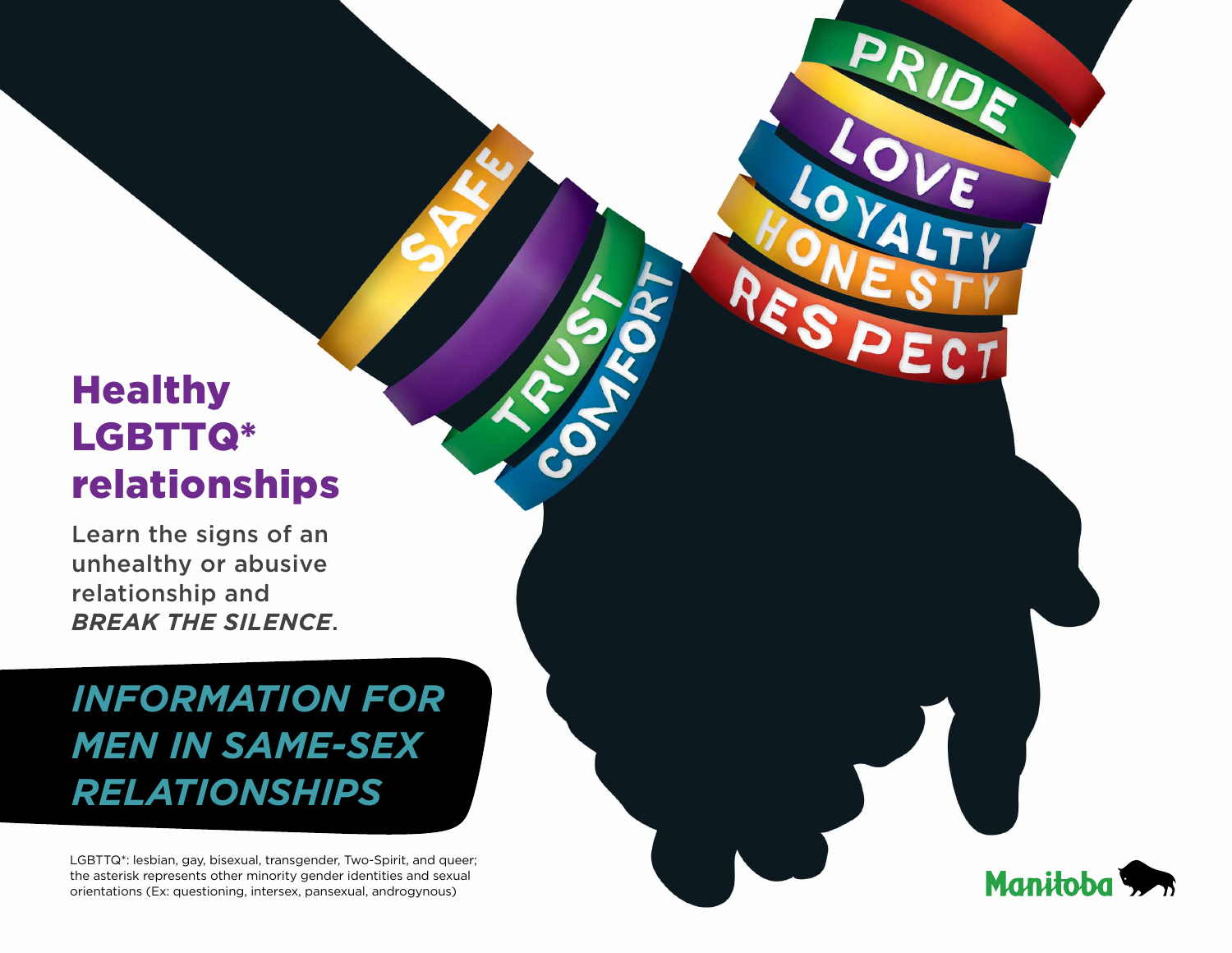# Healthy LGBTTQ* relationships

Learn the signs of an unhealthy or abusive relationship and ***BREAK THE SILENCE***.

## *INFORMATION FOR MEN IN SAME-SEX RELATIONSHIPS*

LGBTTQ*: lesbian, gay, bisexual, transgender, Two-Spirit, and queer; the asterisk represents other minority gender identities and sexual orientations (Ex: questioning, intersex, pansexual, androgynous)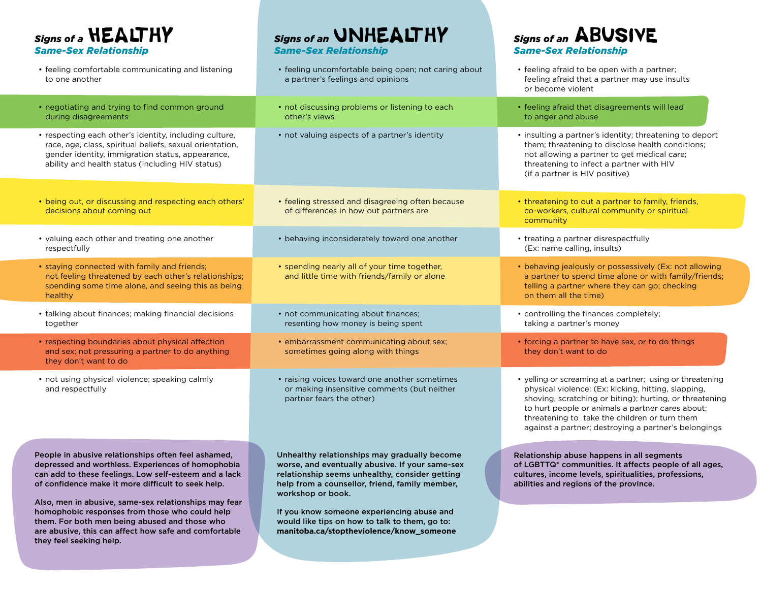| Signs of a HEALTHY Same-Sex Relationship | Signs of an UNHEALTHY Same-Sex Relationship | Signs of an ABUSIVE Same-Sex Relationship |
| --- | --- | --- |
| • feeling comfortable communicating and listening to one another | • feeling uncomfortable being open; not caring about a partner's feelings and opinions | • feeling afraid to be open with a partner; feeling afraid that a partner may use insults or become violent |
| • negotiating and trying to find common ground during disagreements | • not discussing problems or listening to each other's views | • feeling afraid that disagreements will lead to anger and abuse |
| • respecting each other's identity, including culture, race, age, class, spiritual beliefs, sexual orientation, gender identity, immigration status, appearance, ability and health status (including HIV status) | • not valuing aspects of a partner's identity | • insulting a partner's identity; threatening to deport them; threatening to disclose health conditions; not allowing a partner to get medical care; threatening to infect a partner with HIV (if a partner is HIV positive) |
| • being out, or discussing and respecting each others' decisions about coming out | • feeling stressed and disagreeing often because of differences in how out partners are | • threatening to out a partner to family, friends, co-workers, cultural community or spiritual community |
| • valuing each other and treating one another respectfully | • behaving inconsiderately toward one another | • treating a partner disrespectfully (Ex: name calling, insults) |
| • staying connected with family and friends; not feeling threatened by each other's relationships; spending some time alone, and seeing this as being healthy | • spending nearly all of your time together, and little time with friends/family or alone | • behaving jealously or possessively (Ex: not allowing a partner to spend time alone or with family/friends; telling a partner where they can go; checking on them all the time) |
| • talking about finances; making financial decisions together | • not communicating about finances; resenting how money is being spent | • controlling the finances completely; taking a partner's money |
| • respecting boundaries about physical affection and sex; not pressuring a partner to do anything they don't want to do | • embarrassment communicating about sex; sometimes going along with things | • forcing a partner to have sex, or to do things they don't want to do |
| • not using physical violence; speaking calmly and respectfully | • raising voices toward one another sometimes or making insensitive comments (but neither partner fears the other) | • yelling or screaming at a partner; using or threatening physical violence: (Ex: kicking, hitting, slapping, shoving, scratching or biting); hurting, or threatening to hurt people or animals a partner cares about; threatening to take the children or turn them against a partner; destroying a partner's belongings |

**People in abusive relationships often feel ashamed, depressed and worthless. Experiences of homophobia can add to these feelings. Low self-esteem and a lack of confidence make it more difficult to seek help.**

**Also, men in abusive, same-sex relationships may fear homophobic responses from those who could help them. For both men being abused and those who are abusive, this can affect how safe and comfortable they feel seeking help.**

**Unhealthy relationships may gradually become worse, and eventually abusive. If your same-sex relationship seems unhealthy, consider getting help from a counsellor, friend, family member, workshop or book.**

**If you know someone experiencing abuse and would like tips on how to talk to them, go to: manitoba.ca/stoptheviolence/know_someone**

**Relationship abuse happens in all segments of LGBTTQ* communities. It affects people of all ages, cultures, income levels, spiritualities, professions, abilities and regions of the province.**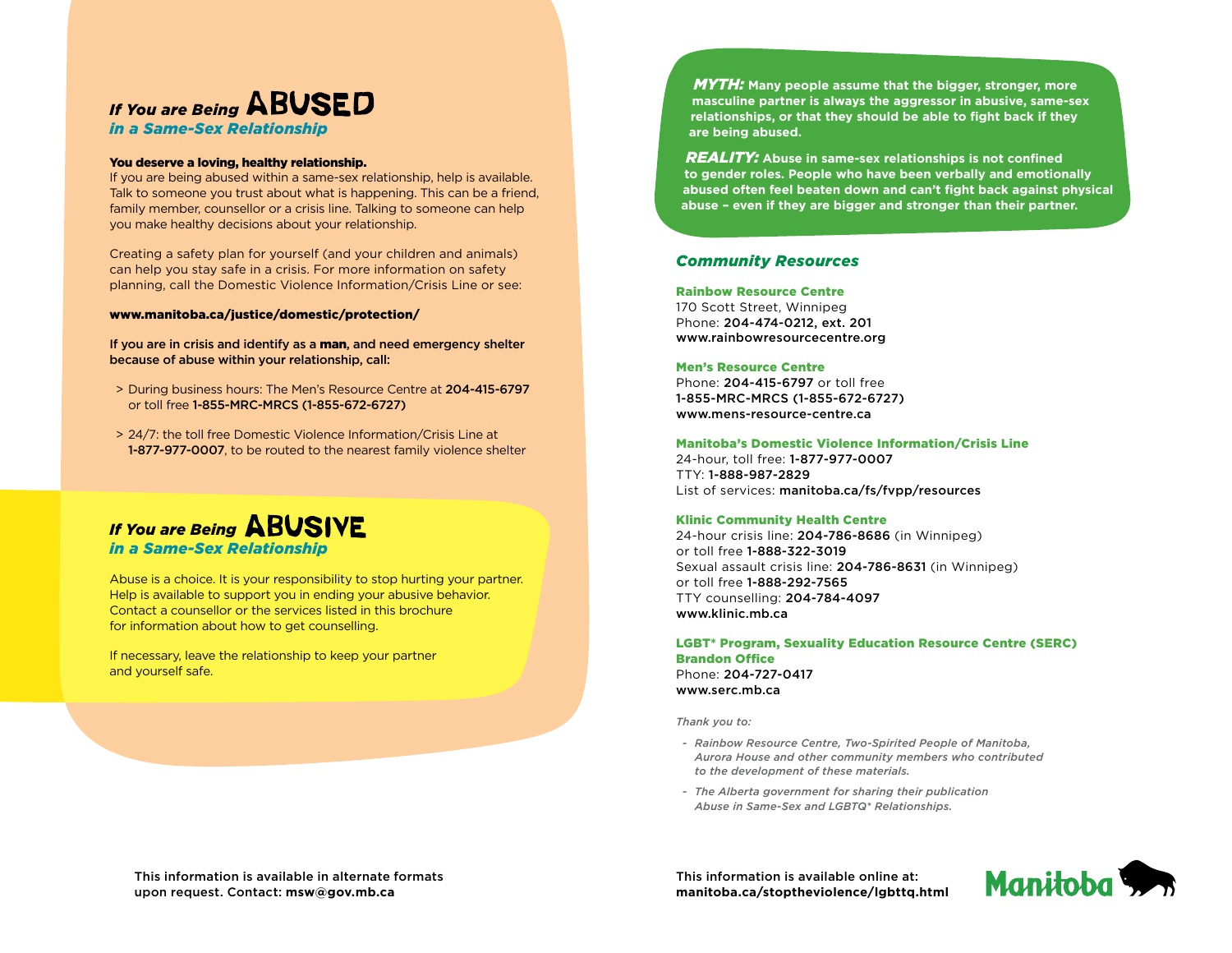## If You are Being ABUSED in a Same-Sex Relationship

**You deserve a loving, healthy relationship.**
If you are being abused within a same-sex relationship, help is available. Talk to someone you trust about what is happening. This can be a friend, family member, counsellor or a crisis line. Talking to someone can help you make healthy decisions about your relationship.

Creating a safety plan for yourself (and your children and animals) can help you stay safe in a crisis. For more information on safety planning, call the Domestic Violence Information/Crisis Line or see:

**www.manitoba.ca/justice/domestic/protection/**

**If you are in crisis and identify as a man, and need emergency shelter because of abuse within your relationship, call:**

> During business hours: The Men's Resource Centre at **204-415-6797** or toll free **1-855-MRC-MRCS (1-855-672-6727)**

> 24/7: the toll free Domestic Violence Information/Crisis Line at **1-877-977-0007**, to be routed to the nearest family violence shelter

## If You are Being ABUSIVE in a Same-Sex Relationship

Abuse is a choice. It is your responsibility to stop hurting your partner. Help is available to support you in ending your abusive behavior. Contact a counsellor or the services listed in this brochure for information about how to get counselling.

If necessary, leave the relationship to keep your partner and yourself safe.

***MYTH:*** **Many people assume that the bigger, stronger, more masculine partner is always the aggressor in abusive, same-sex relationships, or that they should be able to fight back if they are being abused.**

***REALITY:*** **Abuse in same-sex relationships is not confined to gender roles. People who have been verbally and emotionally abused often feel beaten down and can't fight back against physical abuse – even if they are bigger and stronger than their partner.**

### *Community Resources*

**Rainbow Resource Centre**
170 Scott Street, Winnipeg
Phone: **204-474-0212, ext. 201**
www.rainbowresourcecentre.org

**Men's Resource Centre**
Phone: **204-415-6797** or toll free
**1-855-MRC-MRCS (1-855-672-6727)**
www.mens-resource-centre.ca

**Manitoba's Domestic Violence Information/Crisis Line**
24-hour, toll free: **1-877-977-0007**
TTY: **1-888-987-2829**
List of services: **manitoba.ca/fs/fvpp/resources**

**Klinic Community Health Centre**
24-hour crisis line: **204-786-8686** (in Winnipeg)
or toll free **1-888-322-3019**
Sexual assault crisis line: **204-786-8631** (in Winnipeg)
or toll free **1-888-292-7565**
TTY counselling: **204-784-4097**
www.klinic.mb.ca

**LGBT* Program, Sexuality Education Resource Centre (SERC) Brandon Office**
Phone: **204-727-0417**
www.serc.mb.ca

*Thank you to:*

- *Rainbow Resource Centre, Two-Spirited People of Manitoba, Aurora House and other community members who contributed to the development of these materials.*
- *The Alberta government for sharing their publication Abuse in Same-Sex and LGBTQ* Relationships.*

This information is available in alternate formats upon request. Contact: **msw@gov.mb.ca**

This information is available online at:
**manitoba.ca/stoptheviolence/lgbttq.html**

Manitoba